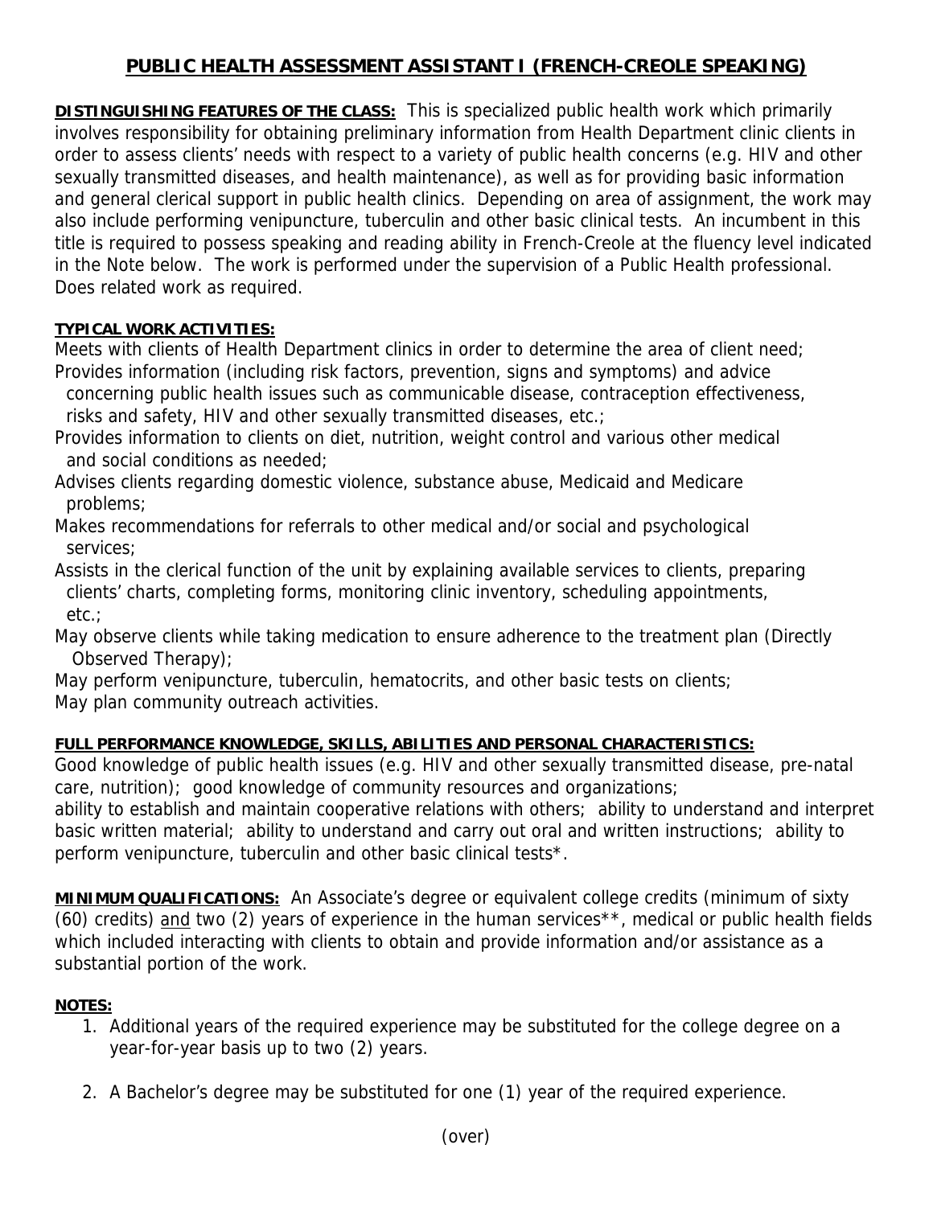# PUBLIC HEALTH ASSESSMENT ASSISTANT I (FRENCH-CREOLE SPEAKING)

**DISTINGUISHING FEATURES OF THE CLASS:** This is specialized public health work which primarily involves responsibility for obtaining preliminary information from Health Department clinic clients in order to assess clients' needs with respect to a variety of public health concerns (e.g. HIV and other sexually transmitted diseases, and health maintenance), as well as for providing basic information and general clerical support in public health clinics. Depending on area of assignment, the work may also include performing venipuncture, tuberculin and other basic clinical tests. An incumbent in this title is required to possess speaking and reading ability in French-Creole at the fluency level indicated in the Note below. The work is performed under the supervision of a Public Health professional. Does related work as required.

**TYPICAL WORK ACTIVITIES:**

Meets with clients of Health Department clinics in order to determine the area of client need;
Provides information (including risk factors, prevention, signs and symptoms) and advice concerning public health issues such as communicable disease, contraception effectiveness, risks and safety, HIV and other sexually transmitted diseases, etc.;
Provides information to clients on diet, nutrition, weight control and various other medical and social conditions as needed;
Advises clients regarding domestic violence, substance abuse, Medicaid and Medicare problems;
Makes recommendations for referrals to other medical and/or social and psychological services;
Assists in the clerical function of the unit by explaining available services to clients, preparing clients' charts, completing forms, monitoring clinic inventory, scheduling appointments, etc.;
May observe clients while taking medication to ensure adherence to the treatment plan (Directly Observed Therapy);
May perform venipuncture, tuberculin, hematocrits, and other basic tests on clients;
May plan community outreach activities.

**FULL PERFORMANCE KNOWLEDGE, SKILLS, ABILITIES AND PERSONAL CHARACTERISTICS:**

Good knowledge of public health issues (e.g. HIV and other sexually transmitted disease, pre-natal care, nutrition); good knowledge of community resources and organizations; ability to establish and maintain cooperative relations with others; ability to understand and interpret basic written material; ability to understand and carry out oral and written instructions; ability to perform venipuncture, tuberculin and other basic clinical tests*.

**MINIMUM QUALIFICATIONS:** An Associate's degree or equivalent college credits (minimum of sixty (60) credits) and two (2) years of experience in the human services**, medical or public health fields which included interacting with clients to obtain and provide information and/or assistance as a substantial portion of the work.

**NOTES:**

1. Additional years of the required experience may be substituted for the college degree on a year-for-year basis up to two (2) years.
2. A Bachelor's degree may be substituted for one (1) year of the required experience.

(over)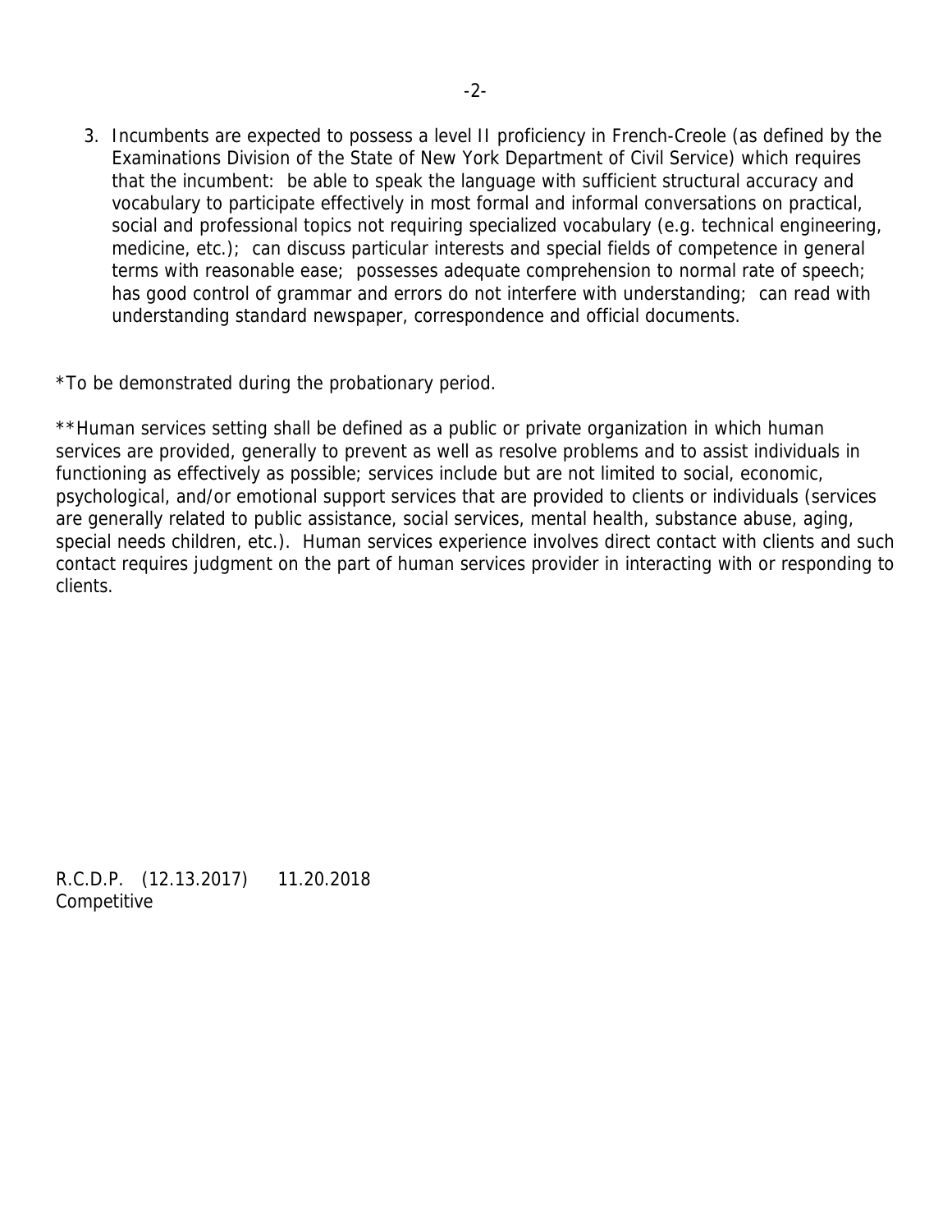3. Incumbents are expected to possess a level II proficiency in French-Creole (as defined by the Examinations Division of the State of New York Department of Civil Service) which requires that the incumbent: be able to speak the language with sufficient structural accuracy and vocabulary to participate effectively in most formal and informal conversations on practical, social and professional topics not requiring specialized vocabulary (e.g. technical engineering, medicine, etc.); can discuss particular interests and special fields of competence in general terms with reasonable ease; possesses adequate comprehension to normal rate of speech; has good control of grammar and errors do not interfere with understanding; can read with understanding standard newspaper, correspondence and official documents.

*To be demonstrated during the probationary period.

**Human services setting shall be defined as a public or private organization in which human services are provided, generally to prevent as well as resolve problems and to assist individuals in functioning as effectively as possible; services include but are not limited to social, economic, psychological, and/or emotional support services that are provided to clients or individuals (services are generally related to public assistance, social services, mental health, substance abuse, aging, special needs children, etc.). Human services experience involves direct contact with clients and such contact requires judgment on the part of human services provider in interacting with or responding to clients.

R.C.D.P. (12.13.2017) 11.20.2018
Competitive